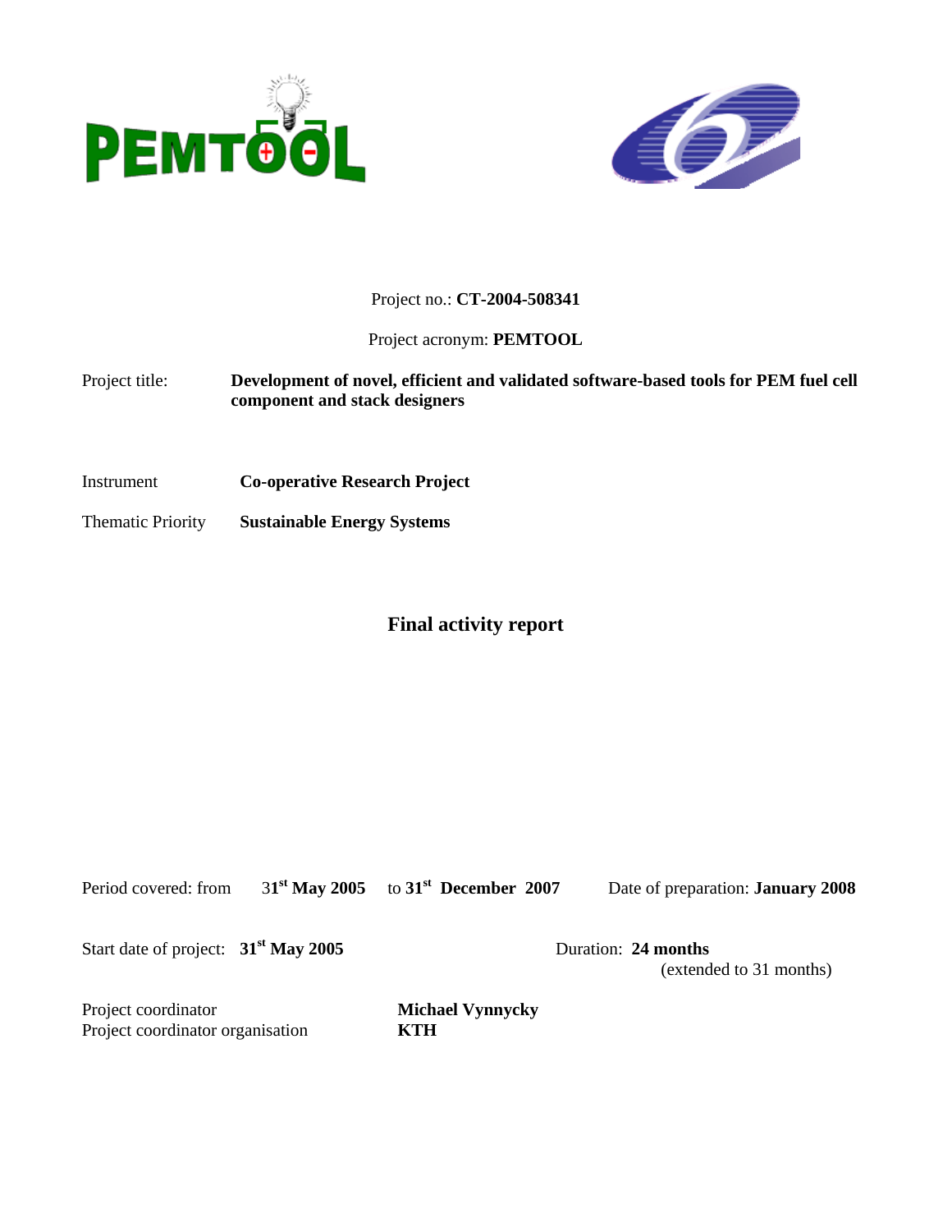PEMTOOL

Project no.: **CT-2004-508341**

Project acronym: **PEMTOOL**

Project title: **Development of novel, efficient and validated software-based tools for PEM fuel cell component and stack designers**

Instrument **Co-operative Research Project**

Thematic Priority **Sustainable Energy Systems**

# Final activity report

Period covered: from 31st **May 2005** to **31st December 2007** Date of preparation: **January 2008**

Start date of project: **31st May 2005** Duration: **24 months** (extended to 31 months)

Project coordinator **Michael Vynnycky**
Project coordinator organisation **KTH**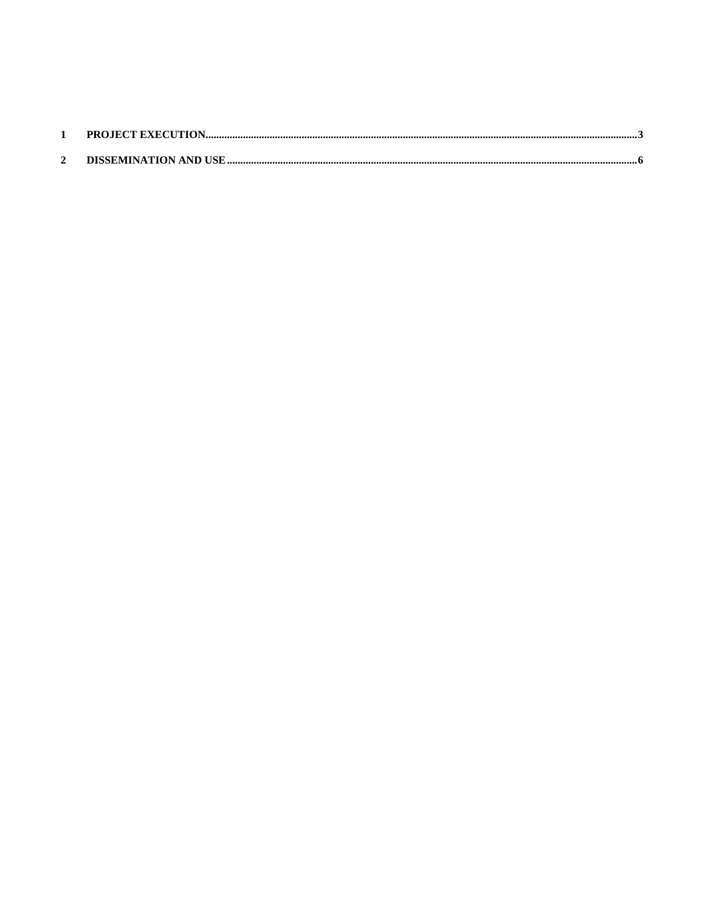1 **PROJECT EXECUTION**..........3

2 **DISSEMINATION AND USE**..........6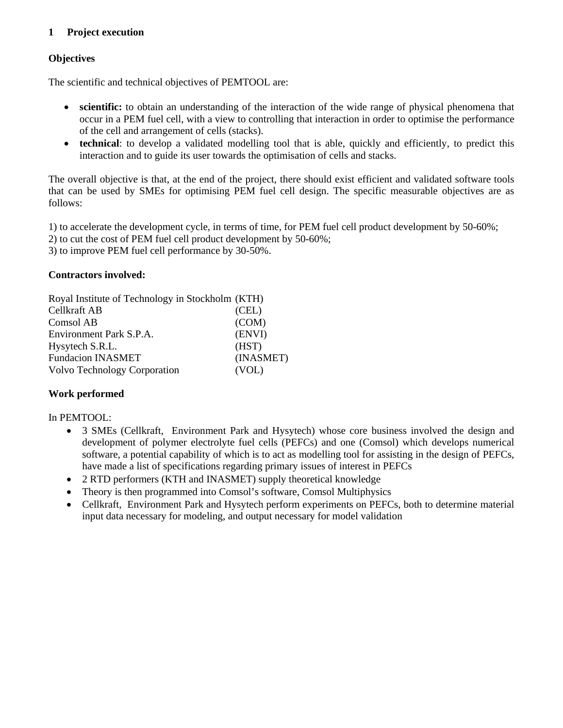# 1 Project execution

**Objectives**

The scientific and technical objectives of PEMTOOL are:

- **scientific:** to obtain an understanding of the interaction of the wide range of physical phenomena that occur in a PEM fuel cell, with a view to controlling that interaction in order to optimise the performance of the cell and arrangement of cells (stacks).
- **technical**: to develop a validated modelling tool that is able, quickly and efficiently, to predict this interaction and to guide its user towards the optimisation of cells and stacks.

The overall objective is that, at the end of the project, there should exist efficient and validated software tools that can be used by SMEs for optimising PEM fuel cell design. The specific measurable objectives are as follows:

1) to accelerate the development cycle, in terms of time, for PEM fuel cell product development by 50-60%;
2) to cut the cost of PEM fuel cell product development by 50-60%;
3) to improve PEM fuel cell performance by 30-50%.

**Contractors involved:**

| | |
|---|---|
| Royal Institute of Technology in Stockholm | (KTH) |
| Cellkraft AB | (CEL) |
| Comsol AB | (COM) |
| Environment Park S.P.A. | (ENVI) |
| Hysytech S.R.L. | (HST) |
| Fundacion INASMET | (INASMET) |
| Volvo Technology Corporation | (VOL) |

**Work performed**

In PEMTOOL:

- 3 SMEs (Cellkraft, Environment Park and Hysytech) whose core business involved the design and development of polymer electrolyte fuel cells (PEFCs) and one (Comsol) which develops numerical software, a potential capability of which is to act as modelling tool for assisting in the design of PEFCs, have made a list of specifications regarding primary issues of interest in PEFCs
- 2 RTD performers (KTH and INASMET) supply theoretical knowledge
- Theory is then programmed into Comsol's software, Comsol Multiphysics
- Cellkraft, Environment Park and Hysytech perform experiments on PEFCs, both to determine material input data necessary for modeling, and output necessary for model validation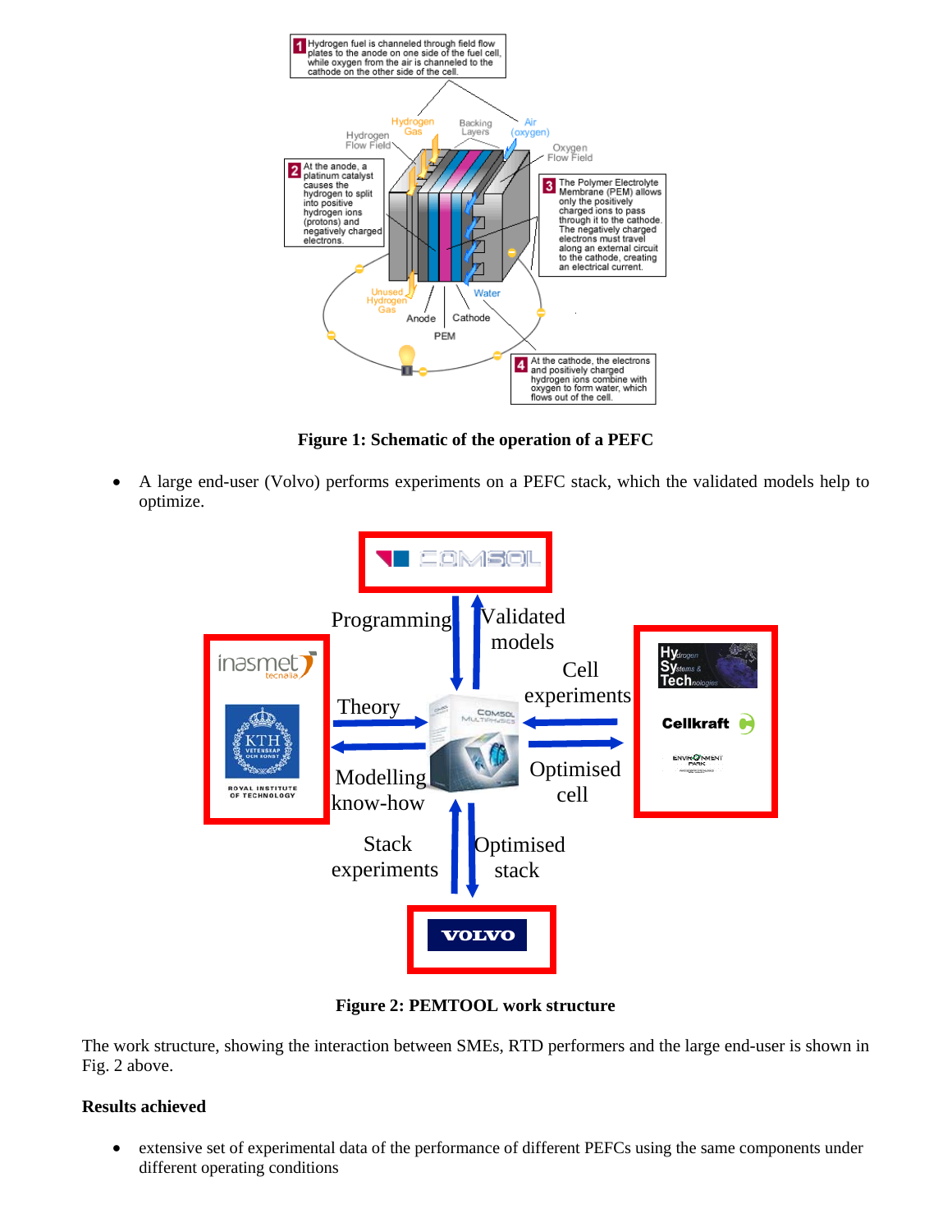**Figure 1: Schematic of the operation of a PEFC**

- A large end-user (Volvo) performs experiments on a PEFC stack, which the validated models help to optimize.

**Figure 2: PEMTOOL work structure**

The work structure, showing the interaction between SMEs, RTD performers and the large end-user is shown in Fig. 2 above.

**Results achieved**

- extensive set of experimental data of the performance of different PEFCs using the same components under different operating conditions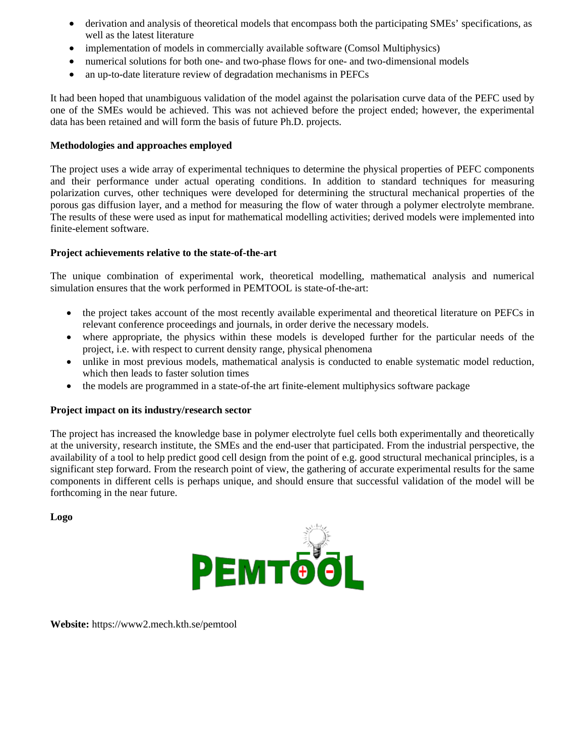- derivation and analysis of theoretical models that encompass both the participating SMEs' specifications, as well as the latest literature
- implementation of models in commercially available software (Comsol Multiphysics)
- numerical solutions for both one- and two-phase flows for one- and two-dimensional models
- an up-to-date literature review of degradation mechanisms in PEFCs

It had been hoped that unambiguous validation of the model against the polarisation curve data of the PEFC used by one of the SMEs would be achieved. This was not achieved before the project ended; however, the experimental data has been retained and will form the basis of future Ph.D. projects.

**Methodologies and approaches employed**

The project uses a wide array of experimental techniques to determine the physical properties of PEFC components and their performance under actual operating conditions. In addition to standard techniques for measuring polarization curves, other techniques were developed for determining the structural mechanical properties of the porous gas diffusion layer, and a method for measuring the flow of water through a polymer electrolyte membrane. The results of these were used as input for mathematical modelling activities; derived models were implemented into finite-element software.

**Project achievements relative to the state-of-the-art**

The unique combination of experimental work, theoretical modelling, mathematical analysis and numerical simulation ensures that the work performed in PEMTOOL is state-of-the-art:

- the project takes account of the most recently available experimental and theoretical literature on PEFCs in relevant conference proceedings and journals, in order derive the necessary models.
- where appropriate, the physics within these models is developed further for the particular needs of the project, i.e. with respect to current density range, physical phenomena
- unlike in most previous models, mathematical analysis is conducted to enable systematic model reduction, which then leads to faster solution times
- the models are programmed in a state-of-the art finite-element multiphysics software package

**Project impact on its industry/research sector**

The project has increased the knowledge base in polymer electrolyte fuel cells both experimentally and theoretically at the university, research institute, the SMEs and the end-user that participated. From the industrial perspective, the availability of a tool to help predict good cell design from the point of e.g. good structural mechanical principles, is a significant step forward. From the research point of view, the gathering of accurate experimental results for the same components in different cells is perhaps unique, and should ensure that successful validation of the model will be forthcoming in the near future.

**Logo**

PEMTOOL

**Website:** https://www2.mech.kth.se/pemtool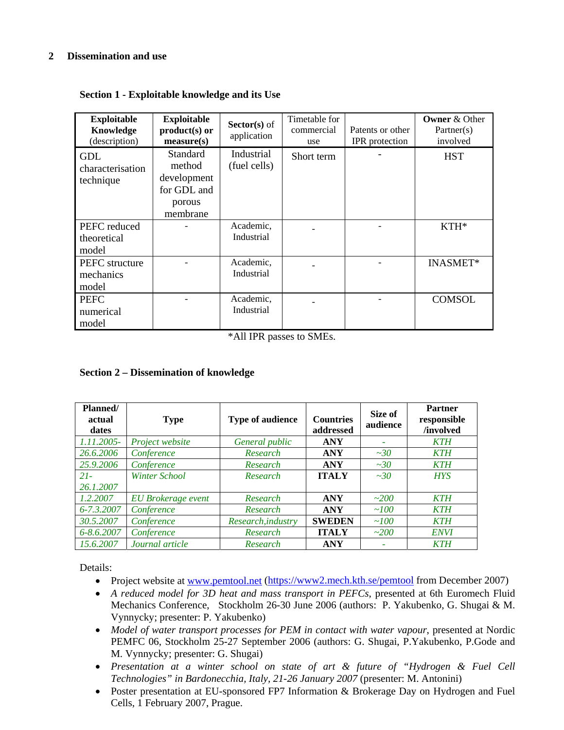## 2 Dissemination and use

### Section 1 - Exploitable knowledge and its Use

| **Exploitable Knowledge** (description) | **Exploitable product(s) or measure(s)** | **Sector(s)** of application | Timetable for commercial use | Patents or other IPR protection | **Owner** & Other Partner(s) involved |
|---|---|---|---|---|---|
| GDL characterisation technique | Standard method development for GDL and porous membrane | Industrial (fuel cells) | Short term | - | HST |
| PEFC reduced theoretical model | - | Academic, Industrial | - | - | KTH* |
| PEFC structure mechanics model | - | Academic, Industrial | - | - | INASMET* |
| PEFC numerical model | - | Academic, Industrial | - | - | COMSOL |

*All IPR passes to SMEs.

### Section 2 – Dissemination of knowledge

| **Planned/ actual dates** | **Type** | **Type of audience** | **Countries addressed** | **Size of audience** | **Partner responsible /involved** |
|---|---|---|---|---|---|
| *1.11.2005-* | *Project website* | *General public* | **ANY** | *-* | *KTH* |
| *26.6.2006* | *Conference* | *Research* | **ANY** | *~30* | *KTH* |
| *25.9.2006* | *Conference* | *Research* | **ANY** | *~30* | *KTH* |
| *21-26.1.2007* | *Winter School* | *Research* | **ITALY** | *~30* | *HYS* |
| *1.2.2007* | *EU Brokerage event* | *Research* | **ANY** | *~200* | *KTH* |
| *6-7.3.2007* | *Conference* | *Research* | **ANY** | *~100* | *KTH* |
| *30.5.2007* | *Conference* | *Research,industry* | **SWEDEN** | *~100* | *KTH* |
| *6-8.6.2007* | *Conference* | *Research* | **ITALY** | *~200* | *ENVI* |
| *15.6.2007* | *Journal article* | *Research* | **ANY** | *-* | *KTH* |

Details:

- Project website at www.pemtool.net (https://www2.mech.kth.se/pemtool from December 2007)
- *A reduced model for 3D heat and mass transport in PEFCs*, presented at 6th Euromech Fluid Mechanics Conference, Stockholm 26-30 June 2006 (authors: P. Yakubenko, G. Shugai & M. Vynnycky; presenter: P. Yakubenko)
- *Model of water transport processes for PEM in contact with water vapour*, presented at Nordic PEMFC 06, Stockholm 25-27 September 2006 (authors: G. Shugai, P.Yakubenko, P.Gode and M. Vynnycky; presenter: G. Shugai)
- *Presentation at a winter school on state of art & future of "Hydrogen & Fuel Cell Technologies" in Bardonecchia, Italy, 21-26 January 2007* (presenter: M. Antonini)
- Poster presentation at EU-sponsored FP7 Information & Brokerage Day on Hydrogen and Fuel Cells, 1 February 2007, Prague.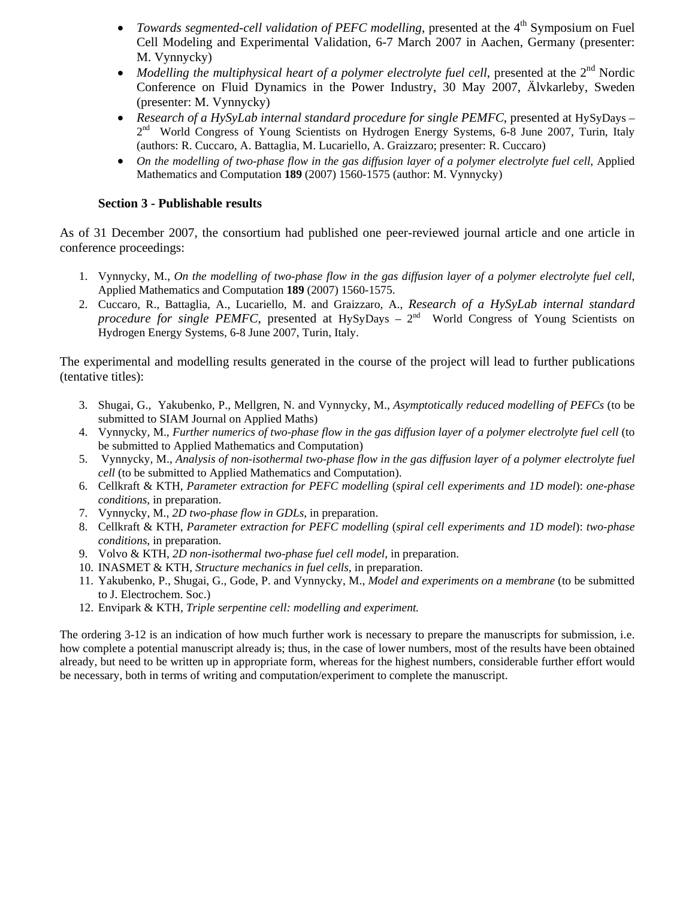- *Towards segmented-cell validation of PEFC modelling*, presented at the 4th Symposium on Fuel Cell Modeling and Experimental Validation, 6-7 March 2007 in Aachen, Germany (presenter: M. Vynnycky)
- *Modelling the multiphysical heart of a polymer electrolyte fuel cell*, presented at the 2nd Nordic Conference on Fluid Dynamics in the Power Industry, 30 May 2007, Älvkarleby, Sweden (presenter: M. Vynnycky)
- *Research of a HySyLab internal standard procedure for single PEMFC*, presented at HySyDays – 2nd World Congress of Young Scientists on Hydrogen Energy Systems, 6-8 June 2007, Turin, Italy (authors: R. Cuccaro, A. Battaglia, M. Lucariello, A. Graizzaro; presenter: R. Cuccaro)
- *On the modelling of two-phase flow in the gas diffusion layer of a polymer electrolyte fuel cell*, Applied Mathematics and Computation **189** (2007) 1560-1575 (author: M. Vynnycky)

### Section 3 - Publishable results

As of 31 December 2007, the consortium had published one peer-reviewed journal article and one article in conference proceedings:

1. Vynnycky, M., *On the modelling of two-phase flow in the gas diffusion layer of a polymer electrolyte fuel cell*, Applied Mathematics and Computation **189** (2007) 1560-1575.
2. Cuccaro, R., Battaglia, A., Lucariello, M. and Graizzaro, A., *Research of a HySyLab internal standard procedure for single PEMFC*, presented at HySyDays – 2nd World Congress of Young Scientists on Hydrogen Energy Systems, 6-8 June 2007, Turin, Italy.

The experimental and modelling results generated in the course of the project will lead to further publications (tentative titles):

3. Shugai, G., Yakubenko, P., Mellgren, N. and Vynnycky, M., *Asymptotically reduced modelling of PEFCs* (to be submitted to SIAM Journal on Applied Maths)
4. Vynnycky, M., *Further numerics of two-phase flow in the gas diffusion layer of a polymer electrolyte fuel cell* (to be submitted to Applied Mathematics and Computation)
5. Vynnycky, M., *Analysis of non-isothermal two-phase flow in the gas diffusion layer of a polymer electrolyte fuel cell* (to be submitted to Applied Mathematics and Computation).
6. Cellkraft & KTH, *Parameter extraction for PEFC modelling* (*spiral cell experiments and 1D model*): *one-phase conditions*, in preparation.
7. Vynnycky, M., *2D two-phase flow in GDLs*, in preparation.
8. Cellkraft & KTH, *Parameter extraction for PEFC modelling* (*spiral cell experiments and 1D model*): *two-phase conditions*, in preparation.
9. Volvo & KTH, *2D non-isothermal two-phase fuel cell model*, in preparation.
10. INASMET & KTH, *Structure mechanics in fuel cells*, in preparation.
11. Yakubenko, P., Shugai, G., Gode, P. and Vynnycky, M., *Model and experiments on a membrane* (to be submitted to J. Electrochem. Soc.)
12. Envipark & KTH, *Triple serpentine cell: modelling and experiment.*

The ordering 3-12 is an indication of how much further work is necessary to prepare the manuscripts for submission, i.e. how complete a potential manuscript already is; thus, in the case of lower numbers, most of the results have been obtained already, but need to be written up in appropriate form, whereas for the highest numbers, considerable further effort would be necessary, both in terms of writing and computation/experiment to complete the manuscript.